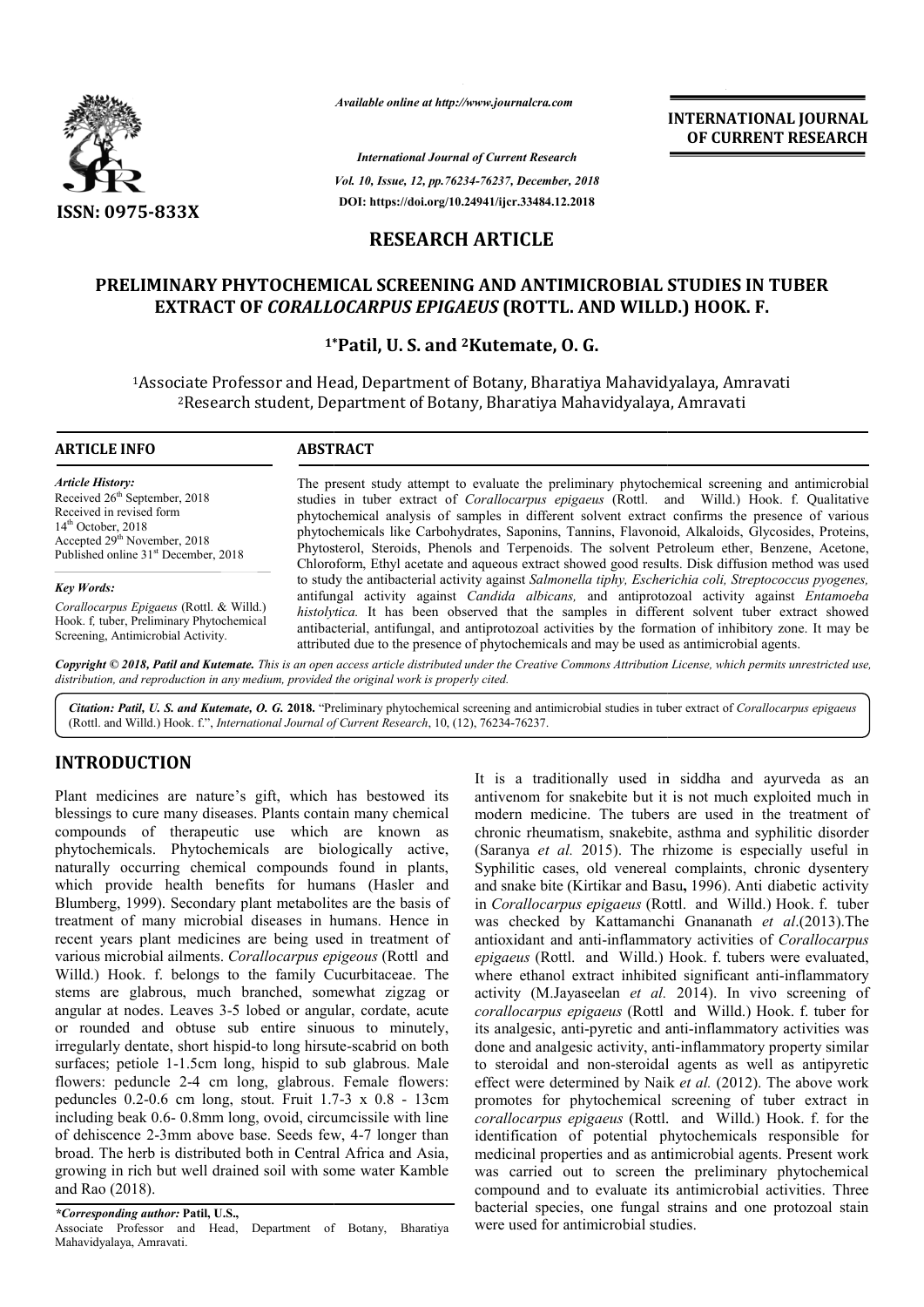# PRELIMINARY PHYTOCHEMICAL SCREENING AND ANTIMICROBIAL STUDIES IN TUBER EXTRACT OF *CORALLOCARPUS EPIGAEUS* (ROTTL. AND WILLD.) HOOK. F.

**[1*]Patil, U. S. and [2]Kutemate, O. G.**

[1]Associate Professor and Head, Department of Botany, Bharatiya Mahavidyalaya, Amravati
[2]Research student, Department of Botany, Bharatiya Mahavidyalaya, Amravati

## ARTICLE INFO

*Article History:*
Received 26th September, 2018
Received in revised form
14th October, 2018
Accepted 29th November, 2018
Published online 31st December, 2018

*Key Words:*
*Corallocarpus Epigaeus* (Rottl. & Willd.) Hook. f, tuber, Preliminary Phytochemical Screening, Antimicrobial Activity.

## ABSTRACT

The present study attempt to evaluate the preliminary phytochemical screening and antimicrobial studies in tuber extract of *Corallocarpus epigaeus* (Rottl. and Willd.) Hook. f. Qualitative phytochemical analysis of samples in different solvent extract confirms the presence of various phytochemicals like Carbohydrates, Saponins, Tannins, Flavonoid, Alkaloids, Glycosides, Proteins, Phytosterol, Steroids, Phenols and Terpenoids. The solvent Petroleum ether, Benzene, Acetone, Chloroform, Ethyl acetate and aqueous extract showed good results. Disk diffusion method was used to study the antibacterial activity against *Salmonella tiphy, Escherichia coli, Streptococcus pyogenes,* antifungal activity against *Candida albicans,* and antiprotozoal activity against *Entamoeba histolytica.* It has been observed that the samples in different solvent tuber extract showed antibacterial, antifungal, and antiprotozoal activities by the formation of inhibitory zone. It may be attributed due to the presence of phytochemicals and may be used as antimicrobial agents.

*Copyright © 2018, Patil and Kutemate. This is an open access article distributed under the Creative Commons Attribution License, which permits unrestricted use, distribution, and reproduction in any medium, provided the original work is properly cited.*

**Citation: Patil, U. S. and Kutemate, O. G. 2018.** "Preliminary phytochemical screening and antimicrobial studies in tuber extract of *Corallocarpus epigaeus* (Rottl. and Willd.) Hook. f.", *International Journal of Current Research*, 10, (12), 76234-76237.

## INTRODUCTION

Plant medicines are nature's gift, which has bestowed its blessings to cure many diseases. Plants contain many chemical compounds of therapeutic use which are known as phytochemicals. Phytochemicals are biologically active, naturally occurring chemical compounds found in plants, which provide health benefits for humans (Hasler and Blumberg, 1999). Secondary plant metabolites are the basis of treatment of many microbial diseases in humans. Hence in recent years plant medicines are being used in treatment of various microbial ailments. *Corallocarpus epigeous* (Rottl and Willd.) Hook. f. belongs to the family Cucurbitaceae. The stems are glabrous, much branched, somewhat zigzag or angular at nodes. Leaves 3-5 lobed or angular, cordate, acute or rounded and obtuse sub entire sinuous to minutely, irregularly dentate, short hispid-to long hirsute-scabrid on both surfaces; petiole 1-1.5cm long, hispid to sub glabrous. Male flowers: peduncle 2-4 cm long, glabrous. Female flowers: peduncles 0.2-0.6 cm long, stout. Fruit 1.7-3 x 0.8 - 13cm including beak 0.6- 0.8mm long, ovoid, circumcissile with line of dehiscence 2-3mm above base. Seeds few, 4-7 longer than broad. The herb is distributed both in Central Africa and Asia, growing in rich but well drained soil with some water Kamble and Rao (2018).

It is a traditionally used in siddha and ayurveda as an antivenom for snakebite but it is not much exploited much in modern medicine. The tubers are used in the treatment of chronic rheumatism, snakebite, asthma and syphilitic disorder (Saranya *et al.* 2015). The rhizome is especially useful in Syphilitic cases, old venereal complaints, chronic dysentery and snake bite (Kirtikar and Basu**,** 1996). Anti diabetic activity in *Corallocarpus epigaeus* (Rottl. and Willd.) Hook. f. tuber was checked by Kattamanchi Gnananath *et al.*(2013).The antioxidant and anti-inflammatory activities of *Corallocarpus epigaeus* (Rottl. and Willd.) Hook. f. tubers were evaluated, where ethanol extract inhibited significant anti-inflammatory activity (M.Jayaseelan *et al.* 2014). In vivo screening of *corallocarpus epigaeus* (Rottl and Willd.) Hook. f. tuber for its analgesic, anti-pyretic and anti-inflammatory activities was done and analgesic activity, anti-inflammatory property similar to steroidal and non-steroidal agents as well as antipyretic effect were determined by Naik *et al.* (2012). The above work promotes for phytochemical screening of tuber extract in *corallocarpus epigaeus* (Rottl. and Willd.) Hook. f. for the identification of potential phytochemicals responsible for medicinal properties and as antimicrobial agents. Present work was carried out to screen the preliminary phytochemical compound and to evaluate its antimicrobial activities. Three bacterial species, one fungal strains and one protozoal stain were used for antimicrobial studies.

*\*Corresponding author:* **Patil, U.S.,**
Associate Professor and Head, Department of Botany, Bharatiya Mahavidyalaya, Amravati.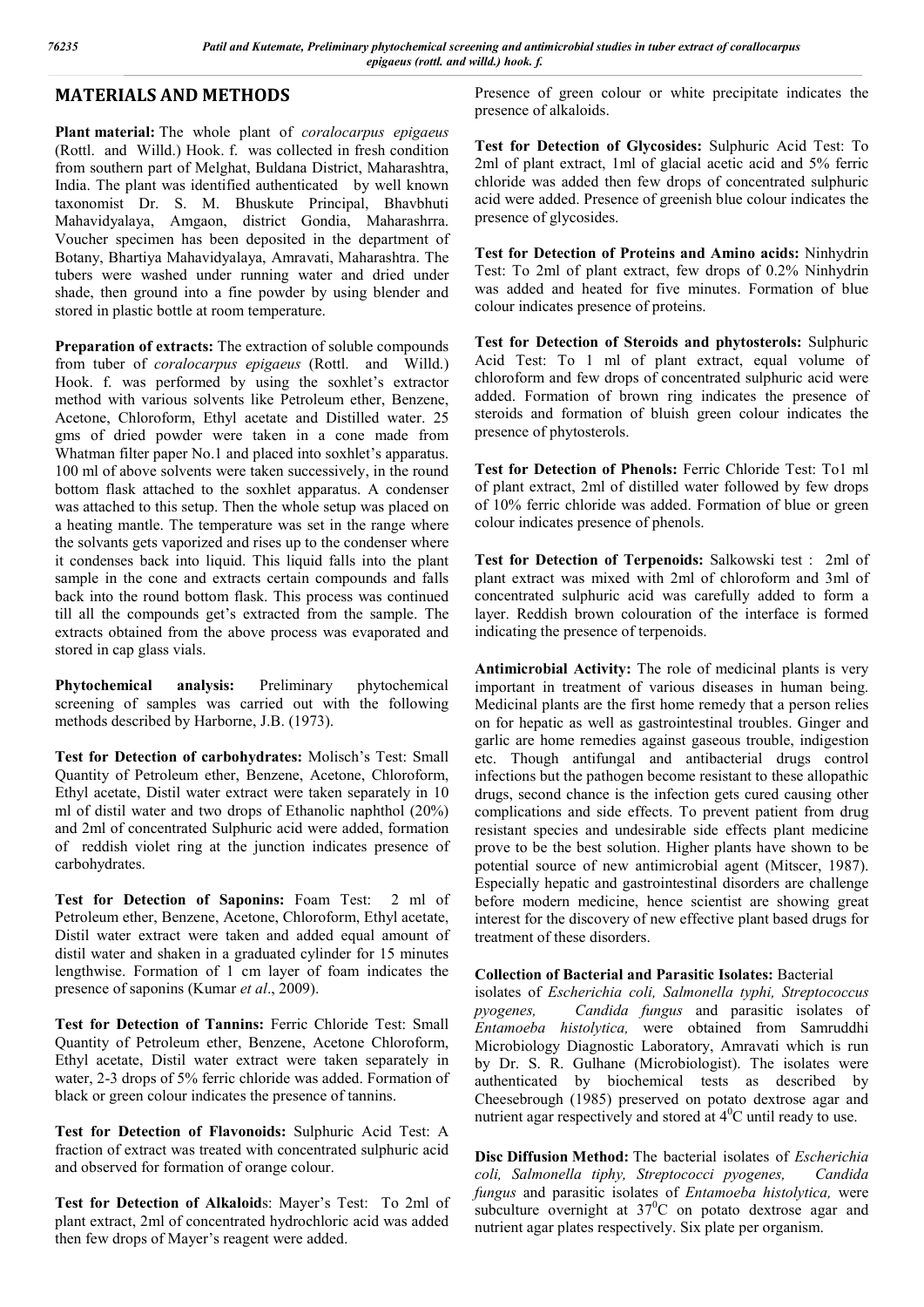## MATERIALS AND METHODS

**Plant material:** The whole plant of *coralocarpus epigaeus* (Rottl. and Willd.) Hook. f. was collected in fresh condition from southern part of Melghat, Buldana District, Maharashtra, India. The plant was identified authenticated by well known taxonomist Dr. S. M. Bhuskute Principal, Bhavbhuti Mahavidyalaya, Amgaon, district Gondia, Maharashrra. Voucher specimen has been deposited in the department of Botany, Bhartiya Mahavidyalaya, Amravati, Maharashtra. The tubers were washed under running water and dried under shade, then ground into a fine powder by using blender and stored in plastic bottle at room temperature.

**Preparation of extracts:** The extraction of soluble compounds from tuber of *coralocarpus epigaeus* (Rottl. and Willd.) Hook. f. was performed by using the soxhlet's extractor method with various solvents like Petroleum ether, Benzene, Acetone, Chloroform, Ethyl acetate and Distilled water. 25 gms of dried powder were taken in a cone made from Whatman filter paper No.1 and placed into soxhlet's apparatus. 100 ml of above solvents were taken successively, in the round bottom flask attached to the soxhlet apparatus. A condenser was attached to this setup. Then the whole setup was placed on a heating mantle. The temperature was set in the range where the solvents gets vaporized and rises up to the condenser where it condenses back into liquid. This liquid falls into the plant sample in the cone and extracts certain compounds and falls back into the round bottom flask. This process was continued till all the compounds get's extracted from the sample. The extracts obtained from the above process was evaporated and stored in cap glass vials.

**Phytochemical analysis:** Preliminary phytochemical screening of samples was carried out with the following methods described by Harborne, J.B. (1973).

**Test for Detection of carbohydrates:** Molisch's Test: Small Quantity of Petroleum ether, Benzene, Acetone, Chloroform, Ethyl acetate, Distil water extract were taken separately in 10 ml of distil water and two drops of Ethanolic naphthol (20%) and 2ml of concentrated Sulphuric acid were added, formation of reddish violet ring at the junction indicates presence of carbohydrates.

**Test for Detection of Saponins:** Foam Test: 2 ml of Petroleum ether, Benzene, Acetone, Chloroform, Ethyl acetate, Distil water extract were taken and added equal amount of distil water and shaken in a graduated cylinder for 15 minutes lengthwise. Formation of 1 cm layer of foam indicates the presence of saponins (Kumar *et al*., 2009).

**Test for Detection of Tannins:** Ferric Chloride Test: Small Quantity of Petroleum ether, Benzene, Acetone Chloroform, Ethyl acetate, Distil water extract were taken separately in water, 2-3 drops of 5% ferric chloride was added. Formation of black or green colour indicates the presence of tannins.

**Test for Detection of Flavonoids:** Sulphuric Acid Test: A fraction of extract was treated with concentrated sulphuric acid and observed for formation of orange colour.

**Test for Detection of Alkaloid**s: Mayer's Test: To 2ml of plant extract, 2ml of concentrated hydrochloric acid was added then few drops of Mayer's reagent were added.

Presence of green colour or white precipitate indicates the presence of alkaloids.

**Test for Detection of Glycosides:** Sulphuric Acid Test: To 2ml of plant extract, 1ml of glacial acetic acid and 5% ferric chloride was added then few drops of concentrated sulphuric acid were added. Presence of greenish blue colour indicates the presence of glycosides.

**Test for Detection of Proteins and Amino acids:** Ninhydrin Test: To 2ml of plant extract, few drops of 0.2% Ninhydrin was added and heated for five minutes. Formation of blue colour indicates presence of proteins.

**Test for Detection of Steroids and phytosterols:** Sulphuric Acid Test: To 1 ml of plant extract, equal volume of chloroform and few drops of concentrated sulphuric acid were added. Formation of brown ring indicates the presence of steroids and formation of bluish green colour indicates the presence of phytosterols.

**Test for Detection of Phenols:** Ferric Chloride Test: To1 ml of plant extract, 2ml of distilled water followed by few drops of 10% ferric chloride was added. Formation of blue or green colour indicates presence of phenols.

**Test for Detection of Terpenoids:** Salkowski test : 2ml of plant extract was mixed with 2ml of chloroform and 3ml of concentrated sulphuric acid was carefully added to form a layer. Reddish brown colouration of the interface is formed indicating the presence of terpenoids.

**Antimicrobial Activity:** The role of medicinal plants is very important in treatment of various diseases in human being. Medicinal plants are the first home remedy that a person relies on for hepatic as well as gastrointestinal troubles. Ginger and garlic are home remedies against gaseous trouble, indigestion etc. Though antifungal and antibacterial drugs control infections but the pathogen become resistant to these allopathic drugs, second chance is the infection gets cured causing other complications and side effects. To prevent patient from drug resistant species and undesirable side effects plant medicine prove to be the best solution. Higher plants have shown to be potential source of new antimicrobial agent (Mitscer, 1987). Especially hepatic and gastrointestinal disorders are challenge before modern medicine, hence scientist are showing great interest for the discovery of new effective plant based drugs for treatment of these disorders.

**Collection of Bacterial and Parasitic Isolates:** Bacterial isolates of *Escherichia coli, Salmonella typhi, Streptococcus pyogenes, Candida fungus* and parasitic isolates of *Entamoeba histolytica,* were obtained from Samruddhi Microbiology Diagnostic Laboratory, Amravati which is run by Dr. S. R. Gulhane (Microbiologist). The isolates were authenticated by biochemical tests as described by Cheesebrough (1985) preserved on potato dextrose agar and nutrient agar respectively and stored at $4^0$C until ready to use.

**Disc Diffusion Method:** The bacterial isolates of *Escherichia coli, Salmonella tiphy, Streptococci pyogenes, Candida fungus* and parasitic isolates of *Entamoeba histolytica,* were subculture overnight at $37^0$C on potato dextrose agar and nutrient agar plates respectively. Six plate per organism.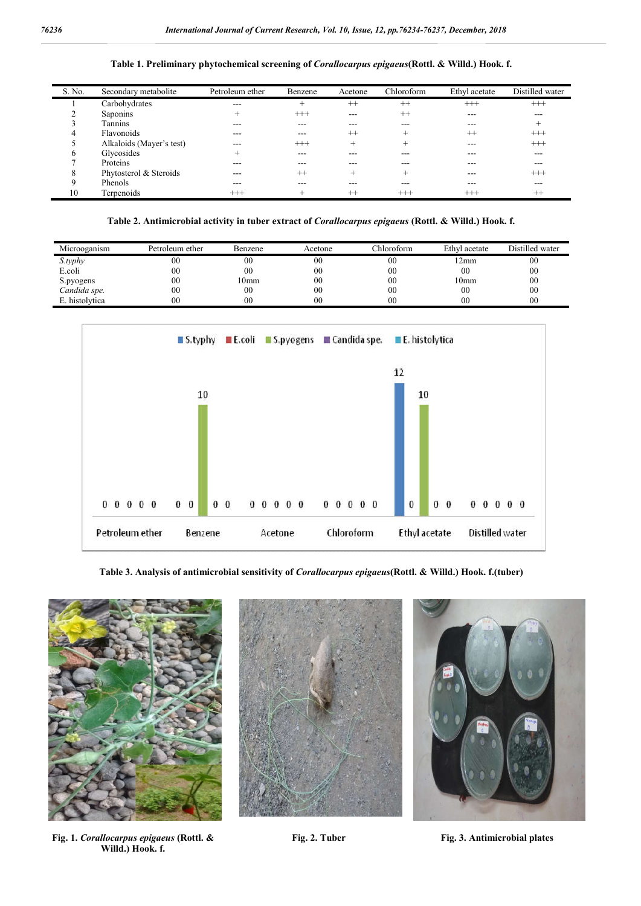**Table 1. Preliminary phytochemical screening of *Corallocarpus epigaeus*(Rottl. & Willd.) Hook. f.**

| S. No. | Secondary metabolite | Petroleum ether | Benzene | Acetone | Chloroform | Ethyl acetate | Distilled water |
|---|---|---|---|---|---|---|---|
| 1 | Carbohydrates | --- | + | ++ | ++ | +++ | +++ |
| 2 | Saponins | + | +++ | --- | ++ | --- | --- |
| 3 | Tannins | --- | --- | --- | --- | --- | + |
| 4 | Flavonoids | --- | --- | ++ | + | ++ | +++ |
| 5 | Alkaloids (Mayer's test) | --- | +++ | + | + | --- | +++ |
| 6 | Glycosides | + | --- | --- | --- | --- | --- |
| 7 | Proteins | --- | --- | --- | --- | --- | --- |
| 8 | Phytosterol & Steroids | --- | ++ | + | + | --- | +++ |
| 9 | Phenols | --- | --- | --- | --- | --- | --- |
| 10 | Terpenoids | +++ | + | ++ | +++ | +++ | ++ |

**Table 2. Antimicrobial activity in tuber extract of *Corallocarpus epigaeus* (Rottl. & Willd.) Hook. f.**

| Microoganism | Petroleum ether | Benzene | Acetone | Chloroform | Ethyl acetate | Distilled water |
|---|---|---|---|---|---|---|
| *S.typhy* | 00 | 00 | 00 | 00 | 12mm | 00 |
| E.coli | 00 | 00 | 00 | 00 | 00 | 00 |
| S.pyogens | 00 | 10mm | 00 | 00 | 10mm | 00 |
| *Candida spe.* | 00 | 00 | 00 | 00 | 00 | 00 |
| E. histolytica | 00 | 00 | 00 | 00 | 00 | 00 |

**Table 3. Analysis of antimicrobial sensitivity of *Corallocarpus epigaeus*(Rottl. & Willd.) Hook. f.(tuber)**

**Fig. 1. *Corallocarpus epigaeus* (Rottl. & Willd.) Hook. f.**

**Fig. 2. Tuber**

**Fig. 3. Antimicrobial plates**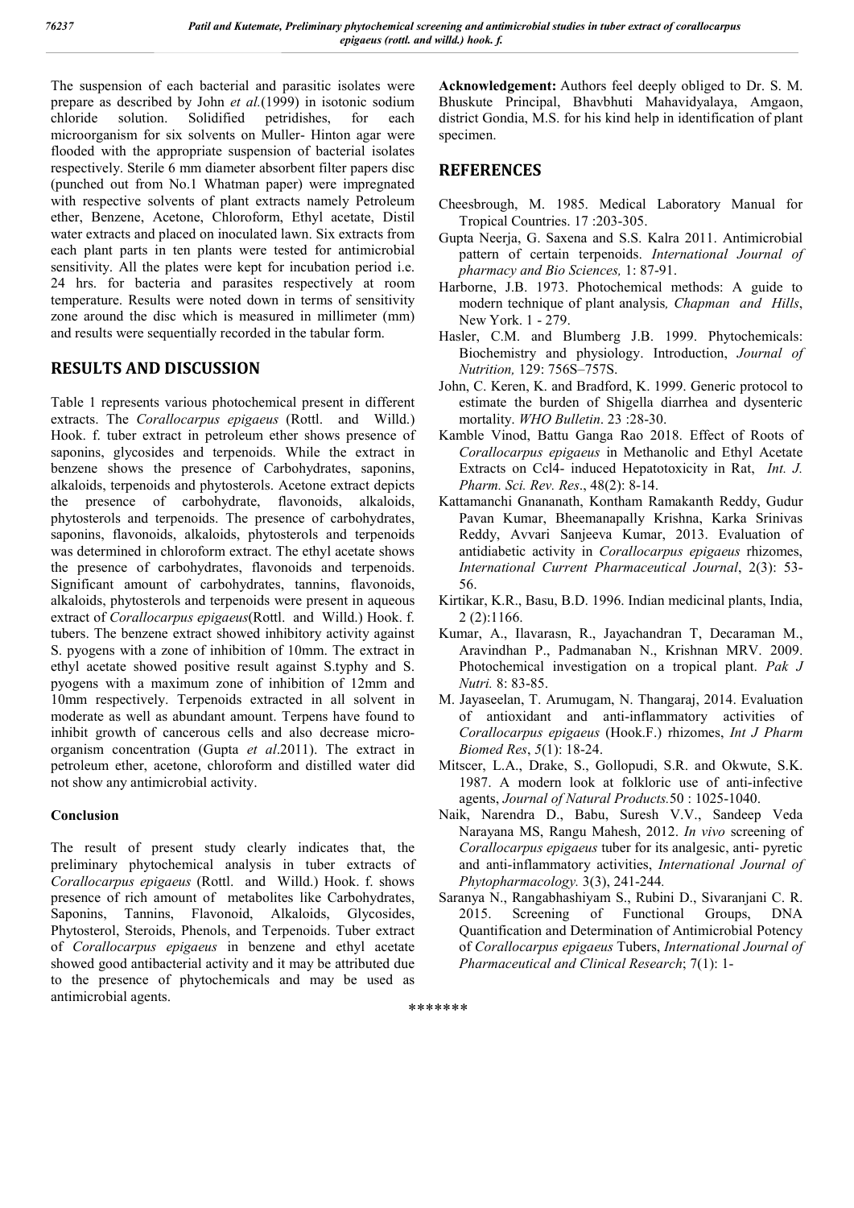The suspension of each bacterial and parasitic isolates were prepare as described by John *et al.*(1999) in isotonic sodium chloride solution. Solidified petridishes, for each microorganism for six solvents on Muller- Hinton agar were flooded with the appropriate suspension of bacterial isolates respectively. Sterile 6 mm diameter absorbent filter papers disc (punched out from No.1 Whatman paper) were impregnated with respective solvents of plant extracts namely Petroleum ether, Benzene, Acetone, Chloroform, Ethyl acetate, Distil water extracts and placed on inoculated lawn. Six extracts from each plant parts in ten plants were tested for antimicrobial sensitivity. All the plates were kept for incubation period i.e. 24 hrs. for bacteria and parasites respectively at room temperature. Results were noted down in terms of sensitivity zone around the disc which is measured in millimeter (mm) and results were sequentially recorded in the tabular form.

## RESULTS AND DISCUSSION

Table 1 represents various photochemical present in different extracts. The *Corallocarpus epigaeus* (Rottl. and Willd.) Hook. f. tuber extract in petroleum ether shows presence of saponins, glycosides and terpenoids. While the extract in benzene shows the presence of Carbohydrates, saponins, alkaloids, terpenoids and phytosterols. Acetone extract depicts the presence of carbohydrate, flavonoids, alkaloids, phytosterols and terpenoids. The presence of carbohydrates, saponins, flavonoids, alkaloids, phytosterols and terpenoids was determined in chloroform extract. The ethyl acetate shows the presence of carbohydrates, flavonoids and terpenoids. Significant amount of carbohydrates, tannins, flavonoids, alkaloids, phytosterols and terpenoids were present in aqueous extract of *Corallocarpus epigaeus*(Rottl. and Willd.) Hook. f. tubers. The benzene extract showed inhibitory activity against S. pyogens with a zone of inhibition of 10mm. The extract in ethyl acetate showed positive result against S.typhy and S. pyogens with a maximum zone of inhibition of 12mm and 10mm respectively. Terpenoids extracted in all solvent in moderate as well as abundant amount. Terpens have found to inhibit growth of cancerous cells and also decrease micro-organism concentration (Gupta *et al*.2011). The extract in petroleum ether, acetone, chloroform and distilled water did not show any antimicrobial activity.

### Conclusion

The result of present study clearly indicates that, the preliminary phytochemical analysis in tuber extracts of *Corallocarpus epigaeus* (Rottl. and Willd.) Hook. f. shows presence of rich amount of metabolites like Carbohydrates, Saponins, Tannins, Flavonoid, Alkaloids, Glycosides, Phytosterol, Steroids, Phenols, and Terpenoids. Tuber extract of *Corallocarpus epigaeus* in benzene and ethyl acetate showed good antibacterial activity and it may be attributed due to the presence of phytochemicals and may be used as antimicrobial agents.

**Acknowledgement:** Authors feel deeply obliged to Dr. S. M. Bhuskute Principal, Bhavbhuti Mahavidyalaya, Amgaon, district Gondia, M.S. for his kind help in identification of plant specimen.

## REFERENCES

Cheesbrough, M. 1985. Medical Laboratory Manual for Tropical Countries. 17 :203-305.

Gupta Neerja, G. Saxena and S.S. Kalra 2011. Antimicrobial pattern of certain terpenoids. *International Journal of pharmacy and Bio Sciences,* 1: 87-91.

Harborne, J.B. 1973. Photochemical methods: A guide to modern technique of plant analysis*, Chapman and Hills*, New York. 1 - 279.

Hasler, C.M. and Blumberg J.B. 1999. Phytochemicals: Biochemistry and physiology. Introduction, *Journal of Nutrition,* 129: 756S–757S.

John, C. Keren, K. and Bradford, K. 1999. Generic protocol to estimate the burden of Shigella diarrhea and dysenteric mortality. *WHO Bulletin*. 23 :28-30.

Kamble Vinod, Battu Ganga Rao 2018. Effect of Roots of *Corallocarpus epigaeus* in Methanolic and Ethyl Acetate Extracts on Ccl4- induced Hepatotoxicity in Rat, *Int. J. Pharm. Sci. Rev. Res*., 48(2): 8-14.

Kattamanchi Gnananath, Kontham Ramakanth Reddy, Gudur Pavan Kumar, Bheemanapally Krishna, Karka Srinivas Reddy, Avvari Sanjeeva Kumar, 2013. Evaluation of antidiabetic activity in *Corallocarpus epigaeus* rhizomes, *International Current Pharmaceutical Journal*, 2(3): 53-56.

Kirtikar, K.R., Basu, B.D. 1996. Indian medicinal plants, India, 2 (2):1166.

Kumar, A., Ilavarasn, R., Jayachandran T, Decaraman M., Aravindhan P., Padmanaban N., Krishnan MRV. 2009. Photochemical investigation on a tropical plant. *Pak J Nutri.* 8: 83-85.

M. Jayaseelan, T. Arumugam, N. Thangaraj, 2014. Evaluation of antioxidant and anti-inflammatory activities of *Corallocarpus epigaeus* (Hook.F.) rhizomes, *Int J Pharm Biomed Res*, *5*(1): 18-24.

Mitscer, L.A., Drake, S., Gollopudi, S.R. and Okwute, S.K. 1987. A modern look at folkloric use of anti-infective agents, *Journal of Natural Products.*50 : 1025-1040.

Naik, Narendra D., Babu, Suresh V.V., Sandeep Veda Narayana MS, Rangu Mahesh, 2012. *In vivo* screening of *Corallocarpus epigaeus* tuber for its analgesic, anti- pyretic and anti-inflammatory activities, *International Journal of Phytopharmacology.* 3(3), 241-244*.*

Saranya N., Rangabhashiyam S., Rubini D., Sivaranjani C. R. 2015. Screening of Functional Groups, DNA Quantification and Determination of Antimicrobial Potency of *Corallocarpus epigaeus* Tubers, *International Journal of Pharmaceutical and Clinical Research*; 7(1): 1-

\*\*\*\*\*\*\*